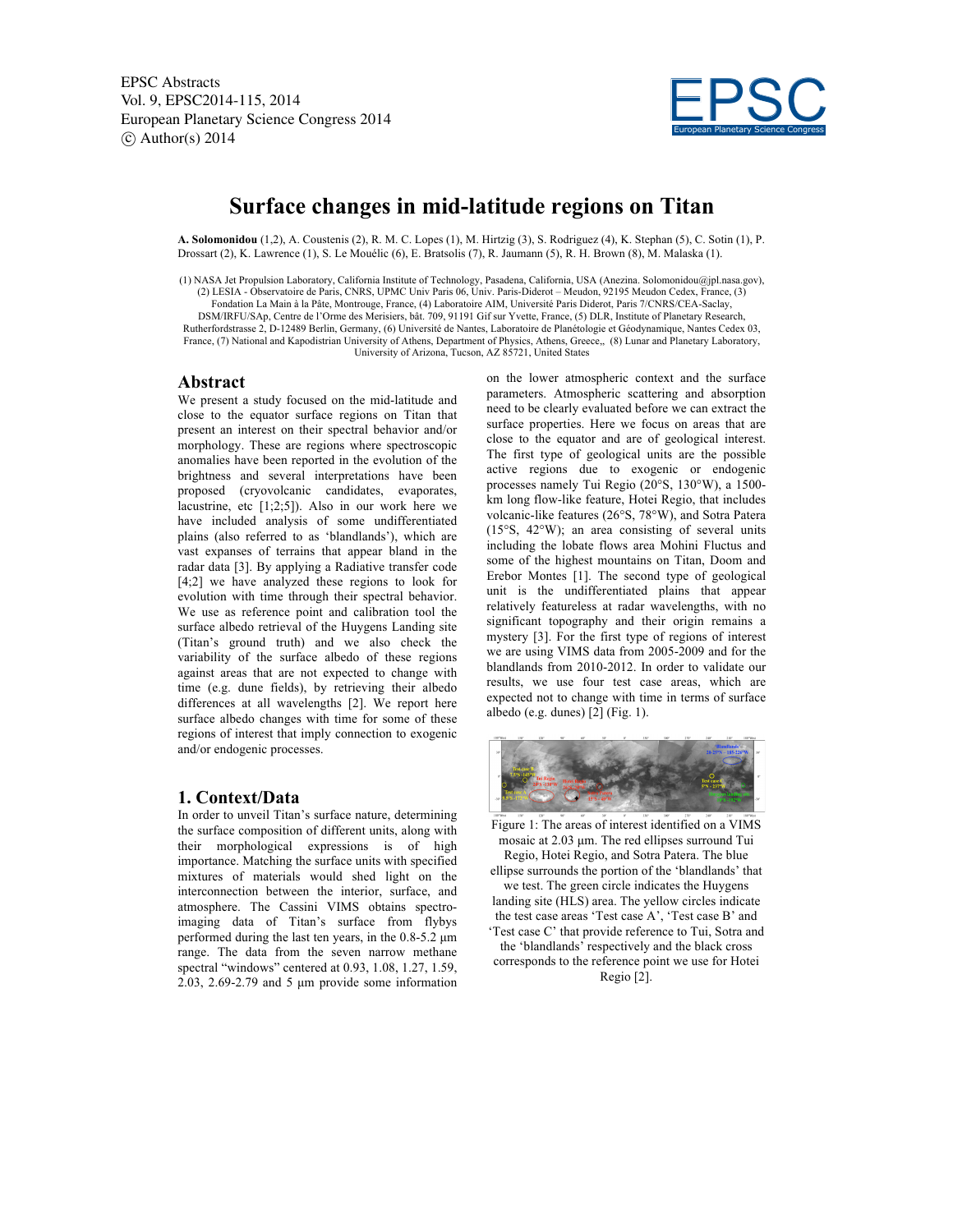# Surface changes in mid-latitude regions on Titan

**A. Solomonidou** (1,2), A. Coustenis (2), R. M. C. Lopes (1), M. Hirtzig (3), S. Rodriguez (4), K. Stephan (5), C. Sotin (1), P. Drossart (2), K. Lawrence (1), S. Le Mouélic (6), E. Bratsolis (7), R. Jaumann (5), R. H. Brown (8), M. Malaska (1).

(1) NASA Jet Propulsion Laboratory, California Institute of Technology, Pasadena, California, USA (Anezina. Solomonidou@jpl.nasa.gov), (2) LESIA - Observatoire de Paris, CNRS, UPMC Univ Paris 06, Univ. Paris-Diderot – Meudon, 92195 Meudon Cedex, France, (3) Fondation La Main à la Pâte, Montrouge, France, (4) Laboratoire AIM, Université Paris Diderot, Paris 7/CNRS/CEA-Saclay, DSM/IRFU/SAp, Centre de l'Orme des Merisiers, bât. 709, 91191 Gif sur Yvette, France, (5) DLR, Institute of Planetary Research, Rutherfordstrasse 2, D-12489 Berlin, Germany, (6) Université de Nantes, Laboratoire de Planétologie et Géodynamique, Nantes Cedex 03, France, (7) National and Kapodistrian University of Athens, Department of Physics, Athens, Greece,, (8) Lunar and Planetary Laboratory, University of Arizona, Tucson, AZ 85721, United States

## Abstract

We present a study focused on the mid-latitude and close to the equator surface regions on Titan that present an interest on their spectral behavior and/or morphology. These are regions where spectroscopic anomalies have been reported in the evolution of the brightness and several interpretations have been proposed (cryovolcanic candidates, evaporates, lacustrine, etc [1;2;5]). Also in our work here we have included analysis of some undifferentiated plains (also referred to as 'blandlands'), which are vast expanses of terrains that appear bland in the radar data [3]. By applying a Radiative transfer code [4;2] we have analyzed these regions to look for evolution with time through their spectral behavior. We use as reference point and calibration tool the surface albedo retrieval of the Huygens Landing site (Titan's ground truth) and we also check the variability of the surface albedo of these regions against areas that are not expected to change with time (e.g. dune fields), by retrieving their albedo differences at all wavelengths [2]. We report here surface albedo changes with time for some of these regions of interest that imply connection to exogenic and/or endogenic processes.

## 1. Context/Data

In order to unveil Titan's surface nature, determining the surface composition of different units, along with their morphological expressions is of high importance. Matching the surface units with specified mixtures of materials would shed light on the interconnection between the interior, surface, and atmosphere. The Cassini VIMS obtains spectro-imaging data of Titan's surface from flybys performed during the last ten years, in the 0.8-5.2 μm range. The data from the seven narrow methane spectral "windows" centered at 0.93, 1.08, 1.27, 1.59, 2.03, 2.69-2.79 and 5 μm provide some information on the lower atmospheric context and the surface parameters. Atmospheric scattering and absorption need to be clearly evaluated before we can extract the surface properties. Here we focus on areas that are close to the equator and are of geological interest. The first type of geological units are the possible active regions due to exogenic or endogenic processes namely Tui Regio (20°S, 130°W), a 1500-km long flow-like feature, Hotei Regio, that includes volcanic-like features (26°S, 78°W), and Sotra Patera (15°S, 42°W); an area consisting of several units including the lobate flows area Mohini Fluctus and some of the highest mountains on Titan, Doom and Erebor Montes [1]. The second type of geological unit is the undifferentiated plains that appear relatively featureless at radar wavelengths, with no significant topography and their origin remains a mystery [3]. For the first type of regions of interest we are using VIMS data from 2005-2009 and for the blandlands from 2010-2012. In order to validate our results, we use four test case areas, which are expected not to change with time in terms of surface albedo (e.g. dunes) [2] (Fig. 1).

Figure 1: The areas of interest identified on a VIMS mosaic at 2.03 μm. The red ellipses surround Tui Regio, Hotei Regio, and Sotra Patera. The blue ellipse surrounds the portion of the 'blandlands' that we test. The green circle indicates the Huygens landing site (HLS) area. The yellow circles indicate the test case areas 'Test case A', 'Test case B' and 'Test case C' that provide reference to Tui, Sotra and the 'blandlands' respectively and the black cross corresponds to the reference point we use for Hotei Regio [2].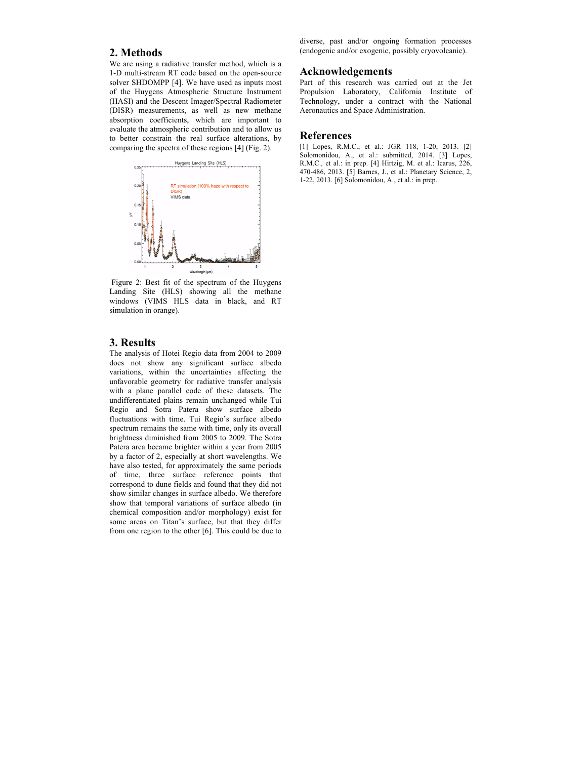## 2. Methods

We are using a radiative transfer method, which is a 1-D multi-stream RT code based on the open-source solver SHDOMPP [4]. We have used as inputs most of the Huygens Atmospheric Structure Instrument (HASI) and the Descent Imager/Spectral Radiometer (DISR) measurements, as well as new methane absorption coefficients, which are important to evaluate the atmospheric contribution and to allow us to better constrain the real surface alterations, by comparing the spectra of these regions [4] (Fig. 2).

Huygens Landing Site (HLS)

RT simulation (100% haze with respect to DISR)

VIMS data

I/F

Wavelength (μm)

Figure 2: Best fit of the spectrum of the Huygens Landing Site (HLS) showing all the methane windows (VIMS HLS data in black, and RT simulation in orange).

## 3. Results

The analysis of Hotei Regio data from 2004 to 2009 does not show any significant surface albedo variations, within the uncertainties affecting the unfavorable geometry for radiative transfer analysis with a plane parallel code of these datasets. The undifferentiated plains remain unchanged while Tui Regio and Sotra Patera show surface albedo fluctuations with time. Tui Regio's surface albedo spectrum remains the same with time, only its overall brightness diminished from 2005 to 2009. The Sotra Patera area became brighter within a year from 2005 by a factor of 2, especially at short wavelengths. We have also tested, for approximately the same periods of time, three surface reference points that correspond to dune fields and found that they did not show similar changes in surface albedo. We therefore show that temporal variations of surface albedo (in chemical composition and/or morphology) exist for some areas on Titan's surface, but that they differ from one region to the other [6]. This could be due to diverse, past and/or ongoing formation processes (endogenic and/or exogenic, possibly cryovolcanic).

## Acknowledgements

Part of this research was carried out at the Jet Propulsion Laboratory, California Institute of Technology, under a contract with the National Aeronautics and Space Administration.

## References

[1] Lopes, R.M.C., et al.: JGR 118, 1-20, 2013. [2] Solomonidou, A., et al.: submitted, 2014. [3] Lopes, R.M.C., et al.: in prep. [4] Hirtzig, M. et al.: Icarus, 226, 470-486, 2013. [5] Barnes, J., et al.: Planetary Science, 2, 1-22, 2013. [6] Solomonidou, A., et al.: in prep.